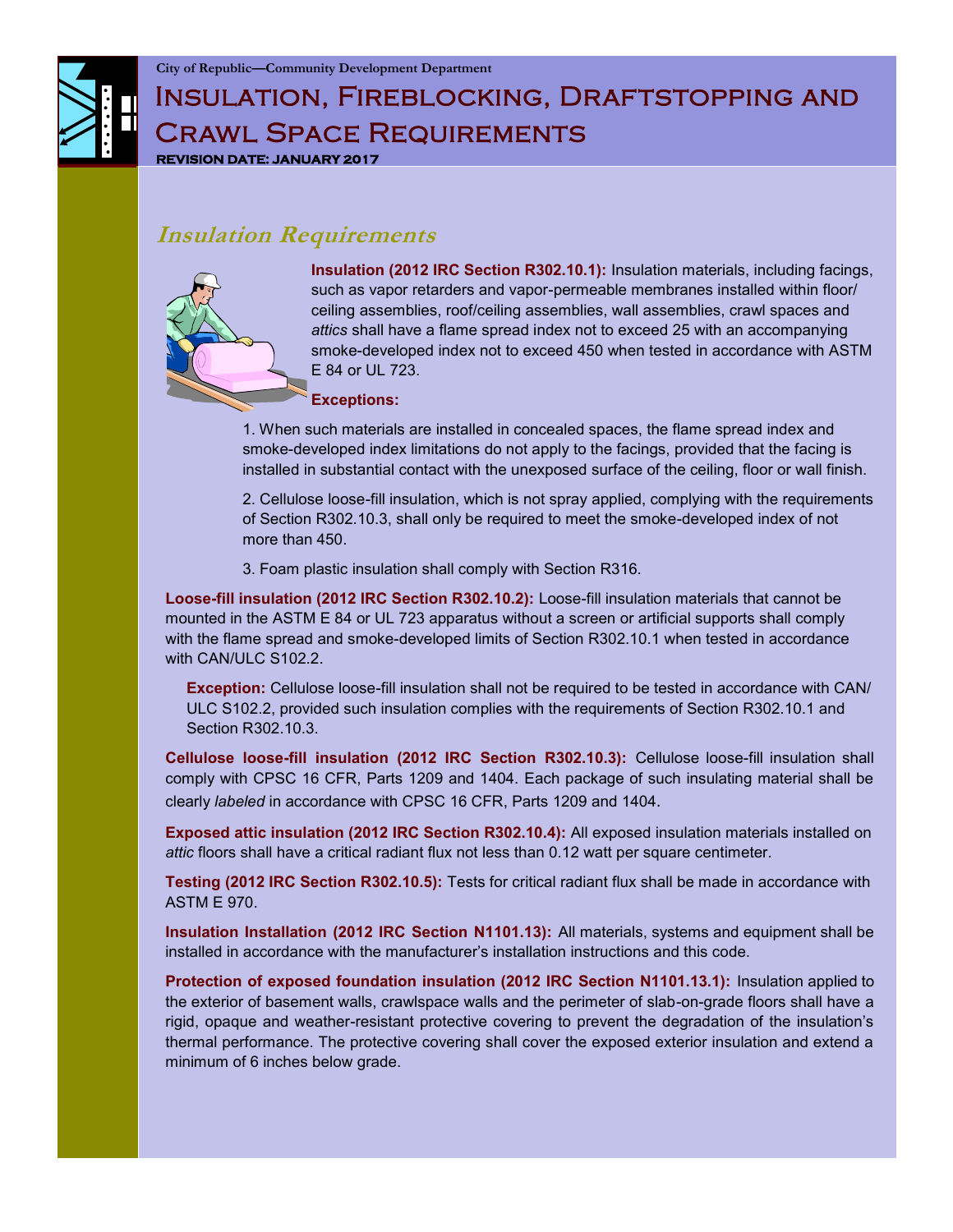City of Republic—Community Development Department

# Insulation, Fireblocking, Draftstopping and Crawl Space Requirements

**REVISION DATE: JANUARY 2017**

## *Insulation Requirements*

**Insulation (2012 IRC Section R302.10.1):** Insulation materials, including facings, such as vapor retarders and vapor-permeable membranes installed within floor/ceiling assemblies, roof/ceiling assemblies, wall assemblies, crawl spaces and *attics* shall have a flame spread index not to exceed 25 with an accompanying smoke-developed index not to exceed 450 when tested in accordance with ASTM E 84 or UL 723.

**Exceptions:**

1. When such materials are installed in concealed spaces, the flame spread index and smoke-developed index limitations do not apply to the facings, provided that the facing is installed in substantial contact with the unexposed surface of the ceiling, floor or wall finish.

2. Cellulose loose-fill insulation, which is not spray applied, complying with the requirements of Section R302.10.3, shall only be required to meet the smoke-developed index of not more than 450.

3. Foam plastic insulation shall comply with Section R316.

**Loose-fill insulation (2012 IRC Section R302.10.2):** Loose-fill insulation materials that cannot be mounted in the ASTM E 84 or UL 723 apparatus without a screen or artificial supports shall comply with the flame spread and smoke-developed limits of Section R302.10.1 when tested in accordance with CAN/ULC S102.2.

**Exception:** Cellulose loose-fill insulation shall not be required to be tested in accordance with CAN/ULC S102.2, provided such insulation complies with the requirements of Section R302.10.1 and Section R302.10.3.

**Cellulose loose-fill insulation (2012 IRC Section R302.10.3):** Cellulose loose-fill insulation shall comply with CPSC 16 CFR, Parts 1209 and 1404. Each package of such insulating material shall be clearly *labeled* in accordance with CPSC 16 CFR, Parts 1209 and 1404.

**Exposed attic insulation (2012 IRC Section R302.10.4):** All exposed insulation materials installed on *attic* floors shall have a critical radiant flux not less than 0.12 watt per square centimeter.

**Testing (2012 IRC Section R302.10.5):** Tests for critical radiant flux shall be made in accordance with ASTM E 970.

**Insulation Installation (2012 IRC Section N1101.13):** All materials, systems and equipment shall be installed in accordance with the manufacturer's installation instructions and this code.

**Protection of exposed foundation insulation (2012 IRC Section N1101.13.1):** Insulation applied to the exterior of basement walls, crawlspace walls and the perimeter of slab-on-grade floors shall have a rigid, opaque and weather-resistant protective covering to prevent the degradation of the insulation's thermal performance. The protective covering shall cover the exposed exterior insulation and extend a minimum of 6 inches below grade.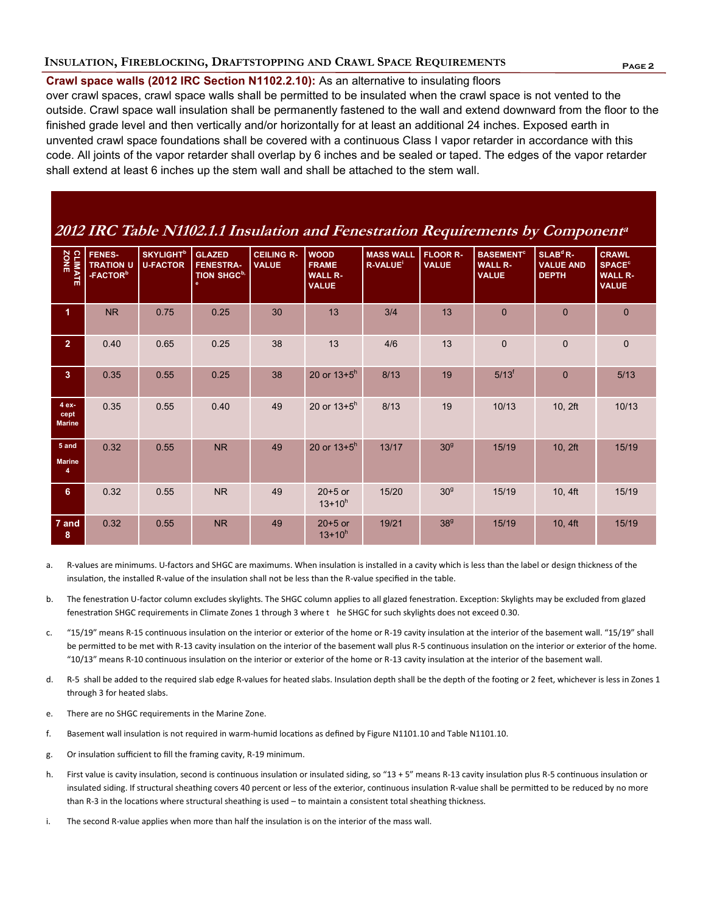**Crawl space walls (2012 IRC Section N1102.2.10):** As an alternative to insulating floors over crawl spaces, crawl space walls shall be permitted to be insulated when the crawl space is not vented to the outside. Crawl space wall insulation shall be permanently fastened to the wall and extend downward from the floor to the finished grade level and then vertically and/or horizontally for at least an additional 24 inches. Exposed earth in unvented crawl space foundations shall be covered with a continuous Class I vapor retarder in accordance with this code. All joints of the vapor retarder shall overlap by 6 inches and be sealed or taped. The edges of the vapor retarder shall extend at least 6 inches up the stem wall and shall be attached to the stem wall.

## *2012 IRC Table N1102.1.1 Insulation and Fenestration Requirements by Component*[a]

| CLIMATE ZONE | FENESTRATION U-FACTOR[b] | SKYLIGHT[b] U-FACTOR | GLAZED FENESTRATION SHGC[b, e] | CEILING R-VALUE | WOOD FRAME WALL R-VALUE | MASS WALL R-VALUE[i] | FLOOR R-VALUE | BASEMENT[c] WALL R-VALUE | SLAB[d] R-VALUE AND DEPTH | CRAWL SPACE[c] WALL R-VALUE |
|---|---|---|---|---|---|---|---|---|---|---|
| 1 | NR | 0.75 | 0.25 | 30 | 13 | 3/4 | 13 | 0 | 0 | 0 |
| 2 | 0.40 | 0.65 | 0.25 | 38 | 13 | 4/6 | 13 | 0 | 0 | 0 |
| 3 | 0.35 | 0.55 | 0.25 | 38 | 20 or 13+5[h] | 8/13 | 19 | 5/13[f] | 0 | 5/13 |
| 4 except Marine | 0.35 | 0.55 | 0.40 | 49 | 20 or 13+5[h] | 8/13 | 19 | 10/13 | 10, 2ft | 10/13 |
| 5 and Marine 4 | 0.32 | 0.55 | NR | 49 | 20 or 13+5[h] | 13/17 | 30[g] | 15/19 | 10, 2ft | 15/19 |
| 6 | 0.32 | 0.55 | NR | 49 | 20+5 or 13+10[h] | 15/20 | 30[g] | 15/19 | 10, 4ft | 15/19 |
| 7 and 8 | 0.32 | 0.55 | NR | 49 | 20+5 or 13+10[h] | 19/21 | 38[g] | 15/19 | 10, 4ft | 15/19 |

a. R-values are minimums. U-factors and SHGC are maximums. When insulation is installed in a cavity which is less than the label or design thickness of the insulation, the installed R-value of the insulation shall not be less than the R-value specified in the table.

b. The fenestration U-factor column excludes skylights. The SHGC column applies to all glazed fenestration. Exception: Skylights may be excluded from glazed fenestration SHGC requirements in Climate Zones 1 through 3 where the SHGC for such skylights does not exceed 0.30.

c. "15/19" means R-15 continuous insulation on the interior or exterior of the home or R-19 cavity insulation at the interior of the basement wall. "15/19" shall be permitted to be met with R-13 cavity insulation on the interior of the basement wall plus R-5 continuous insulation on the interior or exterior of the home. "10/13" means R-10 continuous insulation on the interior or exterior of the home or R-13 cavity insulation at the interior of the basement wall.

d. R-5 shall be added to the required slab edge R-values for heated slabs. Insulation depth shall be the depth of the footing or 2 feet, whichever is less in Zones 1 through 3 for heated slabs.

e. There are no SHGC requirements in the Marine Zone.

f. Basement wall insulation is not required in warm-humid locations as defined by Figure N1101.10 and Table N1101.10.

g. Or insulation sufficient to fill the framing cavity, R-19 minimum.

h. First value is cavity insulation, second is continuous insulation or insulated siding, so "13 + 5" means R-13 cavity insulation plus R-5 continuous insulation or insulated siding. If structural sheathing covers 40 percent or less of the exterior, continuous insulation R-value shall be permitted to be reduced by no more than R-3 in the locations where structural sheathing is used – to maintain a consistent total sheathing thickness.

i. The second R-value applies when more than half the insulation is on the interior of the mass wall.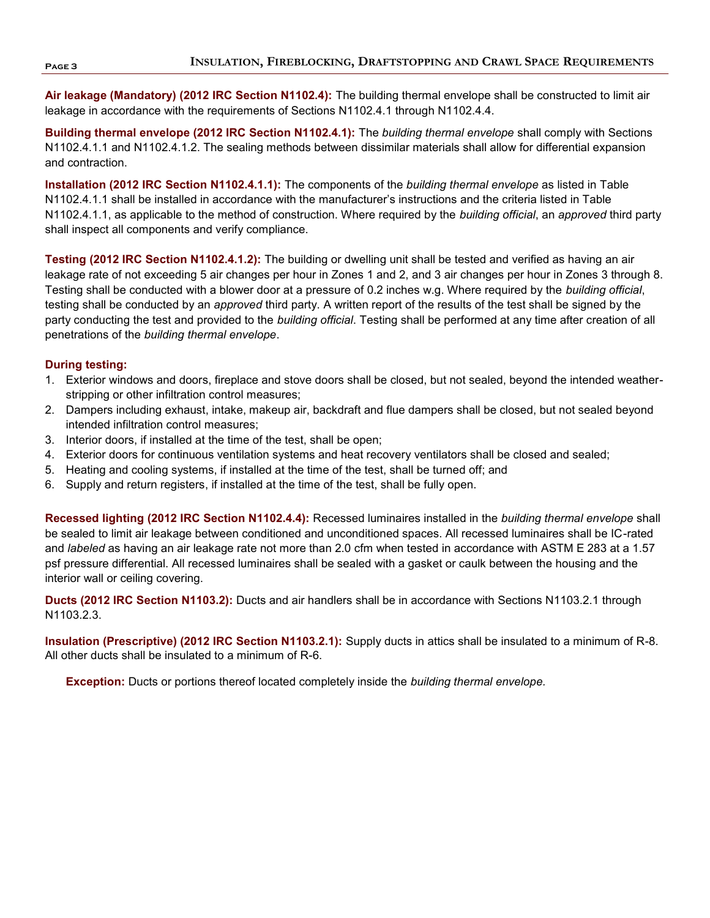**Air leakage (Mandatory) (2012 IRC Section N1102.4):** The building thermal envelope shall be constructed to limit air leakage in accordance with the requirements of Sections N1102.4.1 through N1102.4.4.

**Building thermal envelope (2012 IRC Section N1102.4.1):** The *building thermal envelope* shall comply with Sections N1102.4.1.1 and N1102.4.1.2. The sealing methods between dissimilar materials shall allow for differential expansion and contraction.

**Installation (2012 IRC Section N1102.4.1.1):** The components of the *building thermal envelope* as listed in Table N1102.4.1.1 shall be installed in accordance with the manufacturer's instructions and the criteria listed in Table N1102.4.1.1, as applicable to the method of construction. Where required by the *building official*, an *approved* third party shall inspect all components and verify compliance.

**Testing (2012 IRC Section N1102.4.1.2):** The building or dwelling unit shall be tested and verified as having an air leakage rate of not exceeding 5 air changes per hour in Zones 1 and 2, and 3 air changes per hour in Zones 3 through 8. Testing shall be conducted with a blower door at a pressure of 0.2 inches w.g. Where required by the *building official*, testing shall be conducted by an *approved* third party. A written report of the results of the test shall be signed by the party conducting the test and provided to the *building official*. Testing shall be performed at any time after creation of all penetrations of the *building thermal envelope*.

**During testing:**

1. Exterior windows and doors, fireplace and stove doors shall be closed, but not sealed, beyond the intended weather-stripping or other infiltration control measures;
2. Dampers including exhaust, intake, makeup air, backdraft and flue dampers shall be closed, but not sealed beyond intended infiltration control measures;
3. Interior doors, if installed at the time of the test, shall be open;
4. Exterior doors for continuous ventilation systems and heat recovery ventilators shall be closed and sealed;
5. Heating and cooling systems, if installed at the time of the test, shall be turned off; and
6. Supply and return registers, if installed at the time of the test, shall be fully open.

**Recessed lighting (2012 IRC Section N1102.4.4):** Recessed luminaires installed in the *building thermal envelope* shall be sealed to limit air leakage between conditioned and unconditioned spaces. All recessed luminaires shall be IC-rated and *labeled* as having an air leakage rate not more than 2.0 cfm when tested in accordance with ASTM E 283 at a 1.57 psf pressure differential. All recessed luminaires shall be sealed with a gasket or caulk between the housing and the interior wall or ceiling covering.

**Ducts (2012 IRC Section N1103.2):** Ducts and air handlers shall be in accordance with Sections N1103.2.1 through N1103.2.3.

**Insulation (Prescriptive) (2012 IRC Section N1103.2.1):** Supply ducts in attics shall be insulated to a minimum of R-8. All other ducts shall be insulated to a minimum of R-6.

> **Exception:** Ducts or portions thereof located completely inside the *building thermal envelope.*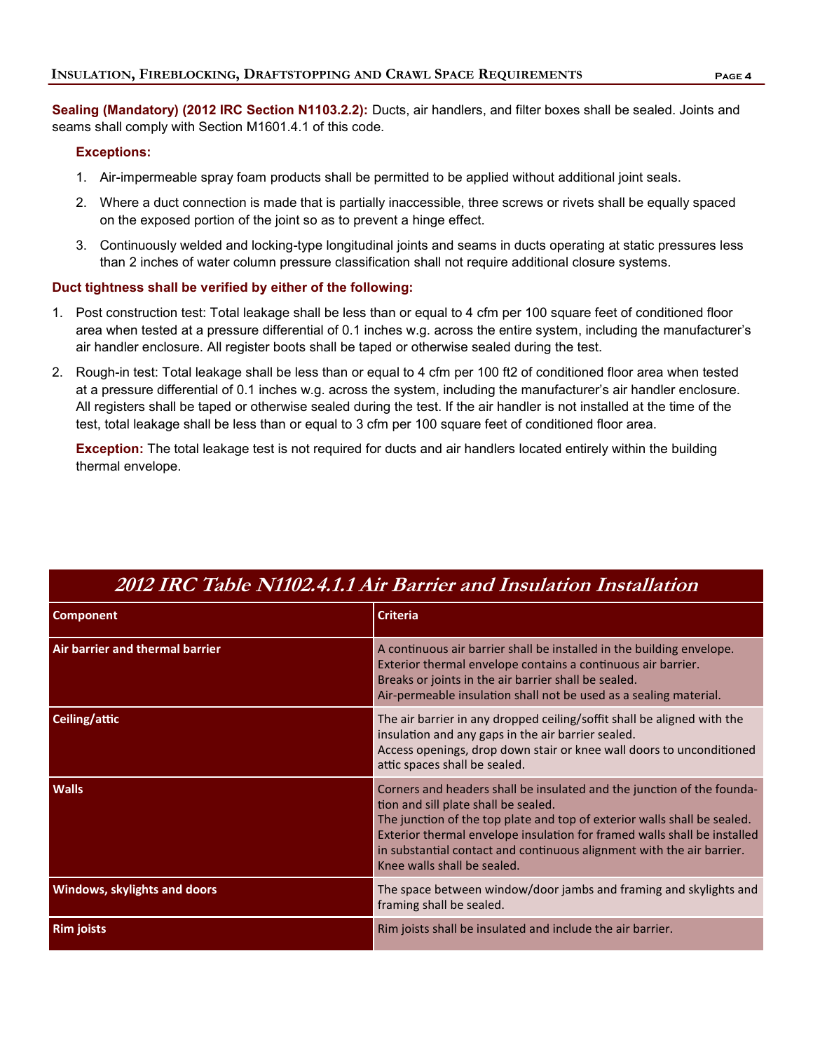**Sealing (Mandatory) (2012 IRC Section N1103.2.2):** Ducts, air handlers, and filter boxes shall be sealed. Joints and seams shall comply with Section M1601.4.1 of this code.

**Exceptions:**

1. Air-impermeable spray foam products shall be permitted to be applied without additional joint seals.
2. Where a duct connection is made that is partially inaccessible, three screws or rivets shall be equally spaced on the exposed portion of the joint so as to prevent a hinge effect.
3. Continuously welded and locking-type longitudinal joints and seams in ducts operating at static pressures less than 2 inches of water column pressure classification shall not require additional closure systems.

**Duct tightness shall be verified by either of the following:**

1. Post construction test: Total leakage shall be less than or equal to 4 cfm per 100 square feet of conditioned floor area when tested at a pressure differential of 0.1 inches w.g. across the entire system, including the manufacturer's air handler enclosure. All register boots shall be taped or otherwise sealed during the test.
2. Rough-in test: Total leakage shall be less than or equal to 4 cfm per 100 ft2 of conditioned floor area when tested at a pressure differential of 0.1 inches w.g. across the system, including the manufacturer's air handler enclosure. All registers shall be taped or otherwise sealed during the test. If the air handler is not installed at the time of the test, total leakage shall be less than or equal to 3 cfm per 100 square feet of conditioned floor area.

**Exception:** The total leakage test is not required for ducts and air handlers located entirely within the building thermal envelope.

## *2012 IRC Table N1102.4.1.1 Air Barrier and Insulation Installation*

| Component | Criteria |
|---|---|
| Air barrier and thermal barrier | A continuous air barrier shall be installed in the building envelope. Exterior thermal envelope contains a continuous air barrier. Breaks or joints in the air barrier shall be sealed. Air-permeable insulation shall not be used as a sealing material. |
| Ceiling/attic | The air barrier in any dropped ceiling/soffit shall be aligned with the insulation and any gaps in the air barrier sealed. Access openings, drop down stair or knee wall doors to unconditioned attic spaces shall be sealed. |
| Walls | Corners and headers shall be insulated and the junction of the foundation and sill plate shall be sealed. The junction of the top plate and top of exterior walls shall be sealed. Exterior thermal envelope insulation for framed walls shall be installed in substantial contact and continuous alignment with the air barrier. Knee walls shall be sealed. |
| Windows, skylights and doors | The space between window/door jambs and framing and skylights and framing shall be sealed. |
| Rim joists | Rim joists shall be insulated and include the air barrier. |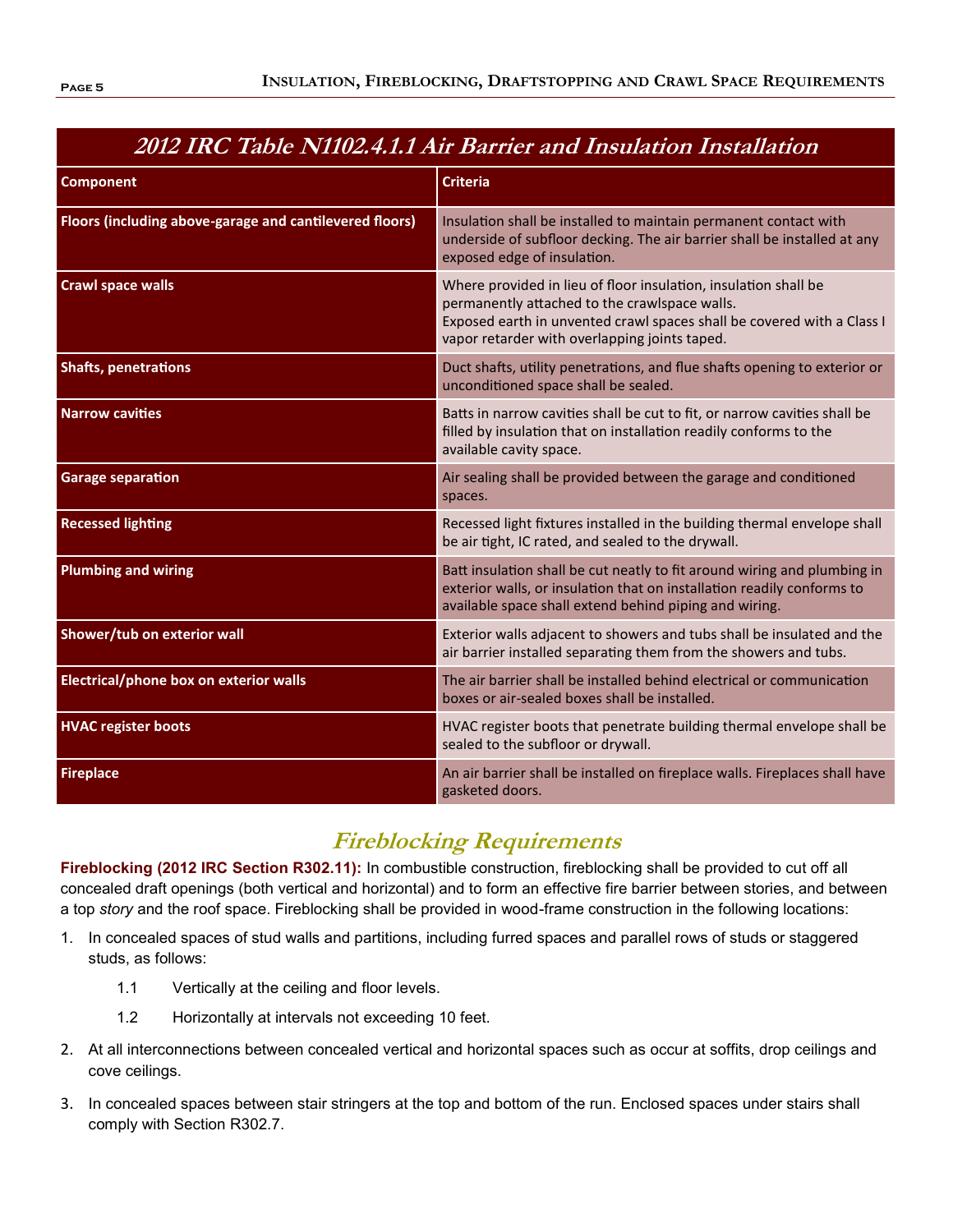## 2012 IRC Table N1102.4.1.1 Air Barrier and Insulation Installation

| Component | Criteria |
| --- | --- |
| Floors (including above-garage and cantilevered floors) | Insulation shall be installed to maintain permanent contact with underside of subfloor decking. The air barrier shall be installed at any exposed edge of insulation. |
| Crawl space walls | Where provided in lieu of floor insulation, insulation shall be permanently attached to the crawlspace walls. Exposed earth in unvented crawl spaces shall be covered with a Class I vapor retarder with overlapping joints taped. |
| Shafts, penetrations | Duct shafts, utility penetrations, and flue shafts opening to exterior or unconditioned space shall be sealed. |
| Narrow cavities | Batts in narrow cavities shall be cut to fit, or narrow cavities shall be filled by insulation that on installation readily conforms to the available cavity space. |
| Garage separation | Air sealing shall be provided between the garage and conditioned spaces. |
| Recessed lighting | Recessed light fixtures installed in the building thermal envelope shall be air tight, IC rated, and sealed to the drywall. |
| Plumbing and wiring | Batt insulation shall be cut neatly to fit around wiring and plumbing in exterior walls, or insulation that on installation readily conforms to available space shall extend behind piping and wiring. |
| Shower/tub on exterior wall | Exterior walls adjacent to showers and tubs shall be insulated and the air barrier installed separating them from the showers and tubs. |
| Electrical/phone box on exterior walls | The air barrier shall be installed behind electrical or communication boxes or air-sealed boxes shall be installed. |
| HVAC register boots | HVAC register boots that penetrate building thermal envelope shall be sealed to the subfloor or drywall. |
| Fireplace | An air barrier shall be installed on fireplace walls. Fireplaces shall have gasketed doors. |

## Fireblocking Requirements

**Fireblocking (2012 IRC Section R302.11):** In combustible construction, fireblocking shall be provided to cut off all concealed draft openings (both vertical and horizontal) and to form an effective fire barrier between stories, and between a top *story* and the roof space. Fireblocking shall be provided in wood-frame construction in the following locations:

1. In concealed spaces of stud walls and partitions, including furred spaces and parallel rows of studs or staggered studs, as follows:
   - 1.1 Vertically at the ceiling and floor levels.
   - 1.2 Horizontally at intervals not exceeding 10 feet.
2. At all interconnections between concealed vertical and horizontal spaces such as occur at soffits, drop ceilings and cove ceilings.
3. In concealed spaces between stair stringers at the top and bottom of the run. Enclosed spaces under stairs shall comply with Section R302.7.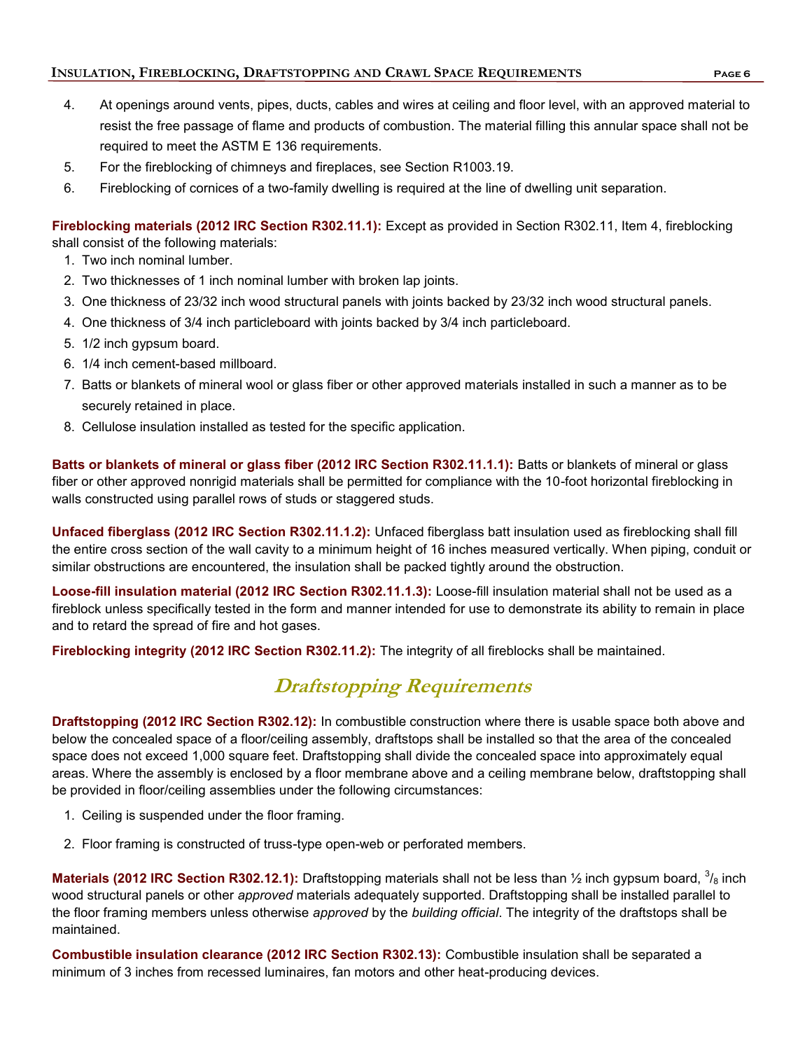4. At openings around vents, pipes, ducts, cables and wires at ceiling and floor level, with an approved material to resist the free passage of flame and products of combustion. The material filling this annular space shall not be required to meet the ASTM E 136 requirements.
5. For the fireblocking of chimneys and fireplaces, see Section R1003.19.
6. Fireblocking of cornices of a two-family dwelling is required at the line of dwelling unit separation.

**Fireblocking materials (2012 IRC Section R302.11.1):** Except as provided in Section R302.11, Item 4, fireblocking shall consist of the following materials:

1. Two inch nominal lumber.
2. Two thicknesses of 1 inch nominal lumber with broken lap joints.
3. One thickness of 23/32 inch wood structural panels with joints backed by 23/32 inch wood structural panels.
4. One thickness of 3/4 inch particleboard with joints backed by 3/4 inch particleboard.
5. 1/2 inch gypsum board.
6. 1/4 inch cement-based millboard.
7. Batts or blankets of mineral wool or glass fiber or other approved materials installed in such a manner as to be securely retained in place.
8. Cellulose insulation installed as tested for the specific application.

**Batts or blankets of mineral or glass fiber (2012 IRC Section R302.11.1.1):** Batts or blankets of mineral or glass fiber or other approved nonrigid materials shall be permitted for compliance with the 10-foot horizontal fireblocking in walls constructed using parallel rows of studs or staggered studs.

**Unfaced fiberglass (2012 IRC Section R302.11.1.2):** Unfaced fiberglass batt insulation used as fireblocking shall fill the entire cross section of the wall cavity to a minimum height of 16 inches measured vertically. When piping, conduit or similar obstructions are encountered, the insulation shall be packed tightly around the obstruction.

**Loose-fill insulation material (2012 IRC Section R302.11.1.3):** Loose-fill insulation material shall not be used as a fireblock unless specifically tested in the form and manner intended for use to demonstrate its ability to remain in place and to retard the spread of fire and hot gases.

**Fireblocking integrity (2012 IRC Section R302.11.2):** The integrity of all fireblocks shall be maintained.

## *Draftstopping Requirements*

**Draftstopping (2012 IRC Section R302.12):** In combustible construction where there is usable space both above and below the concealed space of a floor/ceiling assembly, draftstops shall be installed so that the area of the concealed space does not exceed 1,000 square feet. Draftstopping shall divide the concealed space into approximately equal areas. Where the assembly is enclosed by a floor membrane above and a ceiling membrane below, draftstopping shall be provided in floor/ceiling assemblies under the following circumstances:

1. Ceiling is suspended under the floor framing.
2. Floor framing is constructed of truss-type open-web or perforated members.

**Materials (2012 IRC Section R302.12.1):** Draftstopping materials shall not be less than ½ inch gypsum board, 3/8 inch wood structural panels or other *approved* materials adequately supported. Draftstopping shall be installed parallel to the floor framing members unless otherwise *approved* by the *building official*. The integrity of the draftstops shall be maintained.

**Combustible insulation clearance (2012 IRC Section R302.13):** Combustible insulation shall be separated a minimum of 3 inches from recessed luminaires, fan motors and other heat-producing devices.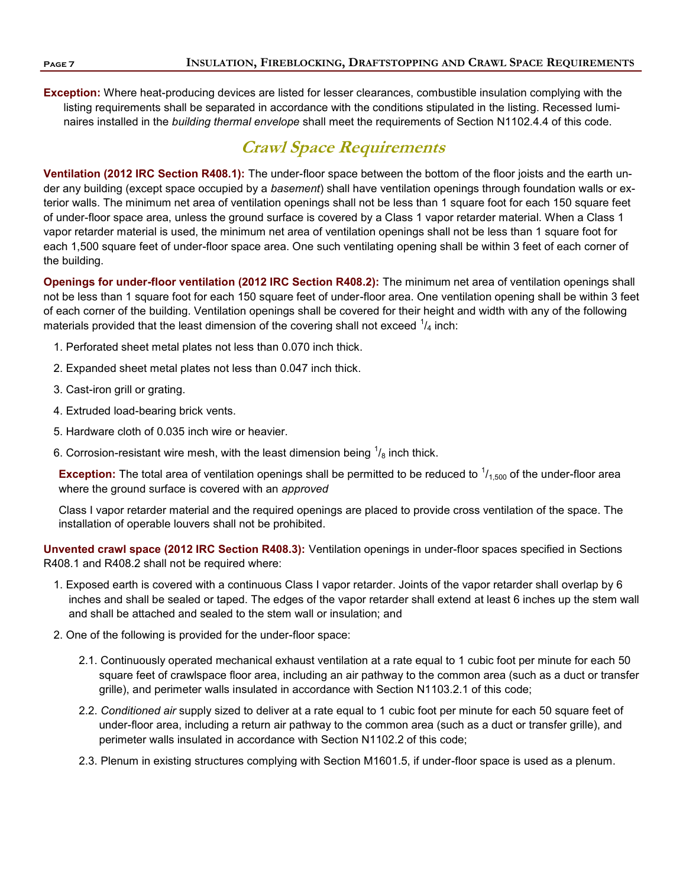**Exception:** Where heat-producing devices are listed for lesser clearances, combustible insulation complying with the listing requirements shall be separated in accordance with the conditions stipulated in the listing. Recessed luminaires installed in the *building thermal envelope* shall meet the requirements of Section N1102.4.4 of this code.

## Crawl Space Requirements

**Ventilation (2012 IRC Section R408.1):** The under-floor space between the bottom of the floor joists and the earth under any building (except space occupied by a *basement*) shall have ventilation openings through foundation walls or exterior walls. The minimum net area of ventilation openings shall not be less than 1 square foot for each 150 square feet of under-floor space area, unless the ground surface is covered by a Class 1 vapor retarder material. When a Class 1 vapor retarder material is used, the minimum net area of ventilation openings shall not be less than 1 square foot for each 1,500 square feet of under-floor space area. One such ventilating opening shall be within 3 feet of each corner of the building.

**Openings for under-floor ventilation (2012 IRC Section R408.2):** The minimum net area of ventilation openings shall not be less than 1 square foot for each 150 square feet of under-floor area. One ventilation opening shall be within 3 feet of each corner of the building. Ventilation openings shall be covered for their height and width with any of the following materials provided that the least dimension of the covering shall not exceed $^1/_4$ inch:

1. Perforated sheet metal plates not less than 0.070 inch thick.
2. Expanded sheet metal plates not less than 0.047 inch thick.
3. Cast-iron grill or grating.
4. Extruded load-bearing brick vents.
5. Hardware cloth of 0.035 inch wire or heavier.
6. Corrosion-resistant wire mesh, with the least dimension being $^1/_8$ inch thick.

**Exception:** The total area of ventilation openings shall be permitted to be reduced to $^1/_{1,500}$ of the under-floor area where the ground surface is covered with an *approved*

Class I vapor retarder material and the required openings are placed to provide cross ventilation of the space. The installation of operable louvers shall not be prohibited.

**Unvented crawl space (2012 IRC Section R408.3):** Ventilation openings in under-floor spaces specified in Sections R408.1 and R408.2 shall not be required where:

1. Exposed earth is covered with a continuous Class I vapor retarder. Joints of the vapor retarder shall overlap by 6 inches and shall be sealed or taped. The edges of the vapor retarder shall extend at least 6 inches up the stem wall and shall be attached and sealed to the stem wall or insulation; and
2. One of the following is provided for the under-floor space:

   2.1. Continuously operated mechanical exhaust ventilation at a rate equal to 1 cubic foot per minute for each 50 square feet of crawlspace floor area, including an air pathway to the common area (such as a duct or transfer grille), and perimeter walls insulated in accordance with Section N1103.2.1 of this code;

   2.2. *Conditioned air* supply sized to deliver at a rate equal to 1 cubic foot per minute for each 50 square feet of under-floor area, including a return air pathway to the common area (such as a duct or transfer grille), and perimeter walls insulated in accordance with Section N1102.2 of this code;

   2.3. Plenum in existing structures complying with Section M1601.5, if under-floor space is used as a plenum.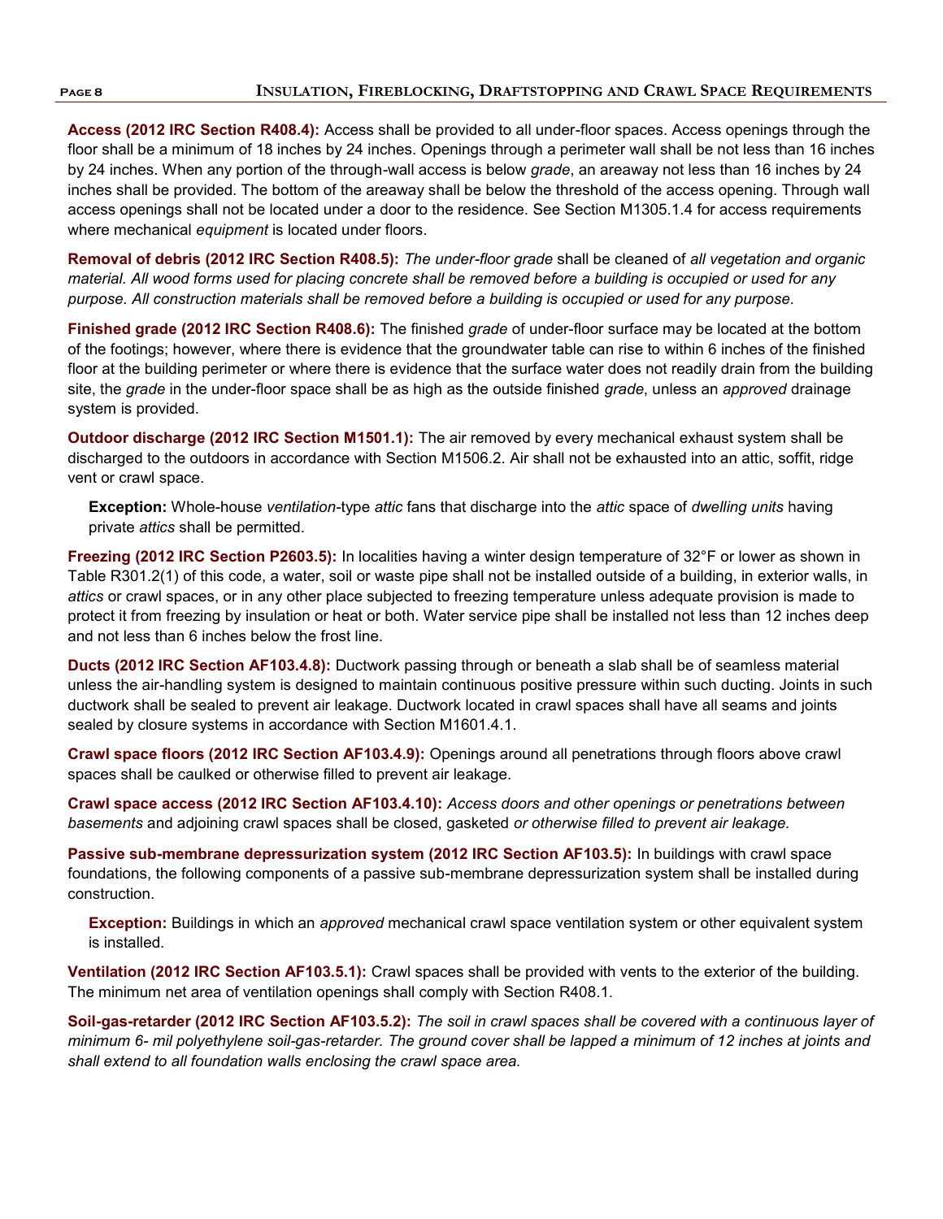**Access (2012 IRC Section R408.4):** Access shall be provided to all under-floor spaces. Access openings through the floor shall be a minimum of 18 inches by 24 inches. Openings through a perimeter wall shall be not less than 16 inches by 24 inches. When any portion of the through-wall access is below *grade*, an areaway not less than 16 inches by 24 inches shall be provided. The bottom of the areaway shall be below the threshold of the access opening. Through wall access openings shall not be located under a door to the residence. See Section M1305.1.4 for access requirements where mechanical *equipment* is located under floors.

**Removal of debris (2012 IRC Section R408.5):** *The under-floor grade* shall be cleaned of *all vegetation and organic material. All wood forms used for placing concrete shall be removed before a building is occupied or used for any purpose. All construction materials shall be removed before a building is occupied or used for any purpose.*

**Finished grade (2012 IRC Section R408.6):** The finished *grade* of under-floor surface may be located at the bottom of the footings; however, where there is evidence that the groundwater table can rise to within 6 inches of the finished floor at the building perimeter or where there is evidence that the surface water does not readily drain from the building site, the *grade* in the under-floor space shall be as high as the outside finished *grade*, unless an *approved* drainage system is provided.

**Outdoor discharge (2012 IRC Section M1501.1):** The air removed by every mechanical exhaust system shall be discharged to the outdoors in accordance with Section M1506.2. Air shall not be exhausted into an attic, soffit, ridge vent or crawl space.

> **Exception:** Whole-house *ventilation*-type *attic* fans that discharge into the *attic* space of *dwelling units* having private *attics* shall be permitted.

**Freezing (2012 IRC Section P2603.5):** In localities having a winter design temperature of 32°F or lower as shown in Table R301.2(1) of this code, a water, soil or waste pipe shall not be installed outside of a building, in exterior walls, in *attics* or crawl spaces, or in any other place subjected to freezing temperature unless adequate provision is made to protect it from freezing by insulation or heat or both. Water service pipe shall be installed not less than 12 inches deep and not less than 6 inches below the frost line.

**Ducts (2012 IRC Section AF103.4.8):** Ductwork passing through or beneath a slab shall be of seamless material unless the air-handling system is designed to maintain continuous positive pressure within such ducting. Joints in such ductwork shall be sealed to prevent air leakage. Ductwork located in crawl spaces shall have all seams and joints sealed by closure systems in accordance with Section M1601.4.1.

**Crawl space floors (2012 IRC Section AF103.4.9):** Openings around all penetrations through floors above crawl spaces shall be caulked or otherwise filled to prevent air leakage.

**Crawl space access (2012 IRC Section AF103.4.10):** *Access doors and other openings or penetrations between basements* and adjoining crawl spaces shall be closed, gasketed *or otherwise filled to prevent air leakage.*

**Passive sub-membrane depressurization system (2012 IRC Section AF103.5):** In buildings with crawl space foundations, the following components of a passive sub-membrane depressurization system shall be installed during construction.

> **Exception:** Buildings in which an *approved* mechanical crawl space ventilation system or other equivalent system is installed.

**Ventilation (2012 IRC Section AF103.5.1):** Crawl spaces shall be provided with vents to the exterior of the building. The minimum net area of ventilation openings shall comply with Section R408.1.

**Soil-gas-retarder (2012 IRC Section AF103.5.2):** *The soil in crawl spaces shall be covered with a continuous layer of minimum 6- mil polyethylene soil-gas-retarder. The ground cover shall be lapped a minimum of 12 inches at joints and shall extend to all foundation walls enclosing the crawl space area.*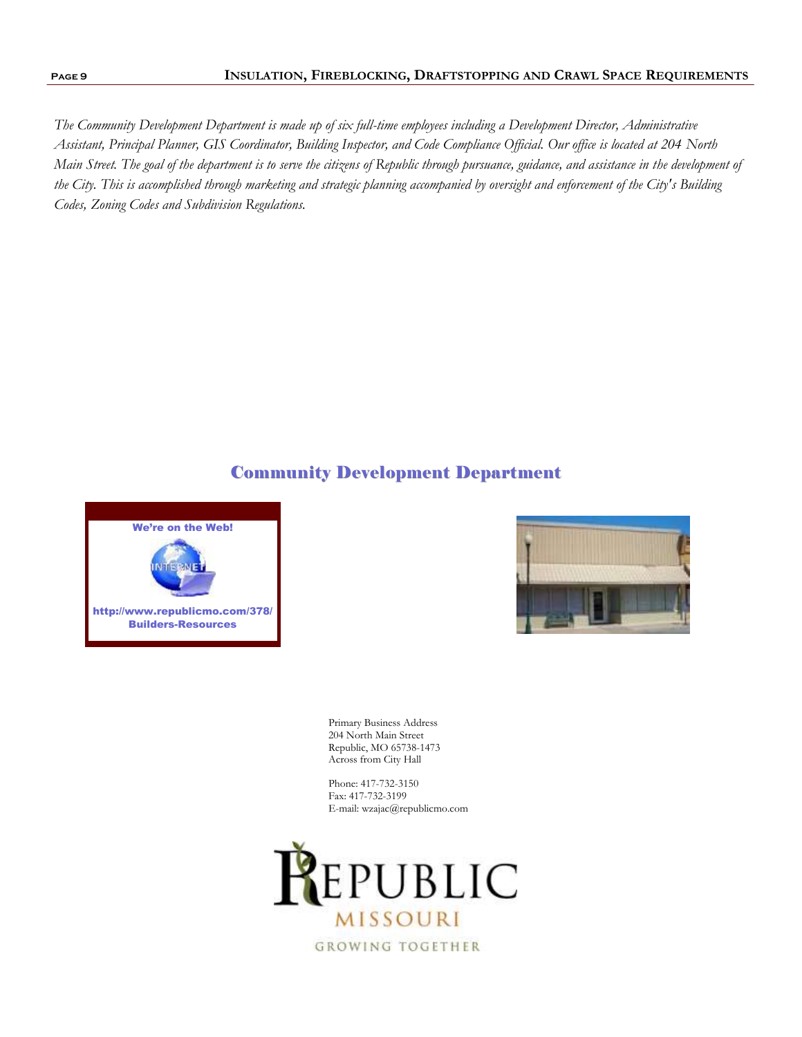*The Community Development Department is made up of six full-time employees including a Development Director, Administrative Assistant, Principal Planner, GIS Coordinator, Building Inspector, and Code Compliance Official. Our office is located at 204 North Main Street. The goal of the department is to serve the citizens of Republic through pursuance, guidance, and assistance in the development of the City. This is accomplished through marketing and strategic planning accompanied by oversight and enforcement of the City's Building Codes, Zoning Codes and Subdivision Regulations.*

## Community Development Department

**We're on the Web!**

**http://www.republicmo.com/378/Builders-Resources**

Primary Business Address
204 North Main Street
Republic, MO 65738-1473
Across from City Hall

Phone: 417-732-3150
Fax: 417-732-3199
E-mail: wzajac@republicmo.com

REPUBLIC
MISSOURI
GROWING TOGETHER